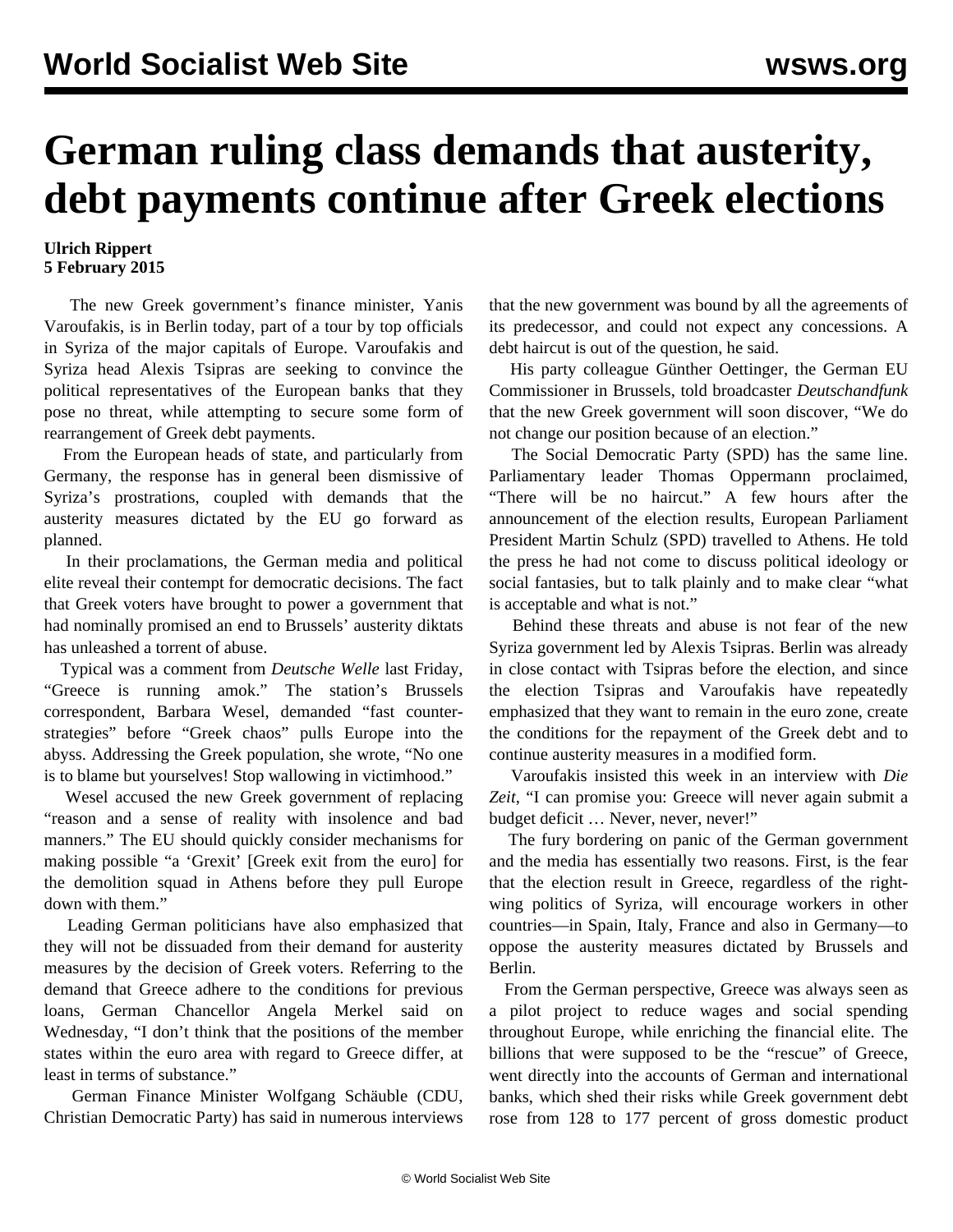# German ruling class demands that austerity, debt payments continue after Greek elections

**Ulrich Rippert**
**5 February 2015**

The new Greek government's finance minister, Yanis Varoufakis, is in Berlin today, part of a tour by top officials in Syriza of the major capitals of Europe. Varoufakis and Syriza head Alexis Tsipras are seeking to convince the political representatives of the European banks that they pose no threat, while attempting to secure some form of rearrangement of Greek debt payments.

From the European heads of state, and particularly from Germany, the response has in general been dismissive of Syriza's prostrations, coupled with demands that the austerity measures dictated by the EU go forward as planned.

In their proclamations, the German media and political elite reveal their contempt for democratic decisions. The fact that Greek voters have brought to power a government that had nominally promised an end to Brussels' austerity diktats has unleashed a torrent of abuse.

Typical was a comment from *Deutsche Welle* last Friday, "Greece is running amok." The station's Brussels correspondent, Barbara Wesel, demanded "fast counter-strategies" before "Greek chaos" pulls Europe into the abyss. Addressing the Greek population, she wrote, "No one is to blame but yourselves! Stop wallowing in victimhood."

Wesel accused the new Greek government of replacing "reason and a sense of reality with insolence and bad manners." The EU should quickly consider mechanisms for making possible "a 'Grexit' [Greek exit from the euro] for the demolition squad in Athens before they pull Europe down with them."

Leading German politicians have also emphasized that they will not be dissuaded from their demand for austerity measures by the decision of Greek voters. Referring to the demand that Greece adhere to the conditions for previous loans, German Chancellor Angela Merkel said on Wednesday, "I don't think that the positions of the member states within the euro area with regard to Greece differ, at least in terms of substance."

German Finance Minister Wolfgang Schäuble (CDU, Christian Democratic Party) has said in numerous interviews that the new government was bound by all the agreements of its predecessor, and could not expect any concessions. A debt haircut is out of the question, he said.

His party colleague Günther Oettinger, the German EU Commissioner in Brussels, told broadcaster *Deutschandfunk* that the new Greek government will soon discover, "We do not change our position because of an election."

The Social Democratic Party (SPD) has the same line. Parliamentary leader Thomas Oppermann proclaimed, "There will be no haircut." A few hours after the announcement of the election results, European Parliament President Martin Schulz (SPD) travelled to Athens. He told the press he had not come to discuss political ideology or social fantasies, but to talk plainly and to make clear "what is acceptable and what is not."

Behind these threats and abuse is not fear of the new Syriza government led by Alexis Tsipras. Berlin was already in close contact with Tsipras before the election, and since the election Tsipras and Varoufakis have repeatedly emphasized that they want to remain in the euro zone, create the conditions for the repayment of the Greek debt and to continue austerity measures in a modified form.

Varoufakis insisted this week in an interview with *Die Zeit*, "I can promise you: Greece will never again submit a budget deficit … Never, never, never!"

The fury bordering on panic of the German government and the media has essentially two reasons. First, is the fear that the election result in Greece, regardless of the right-wing politics of Syriza, will encourage workers in other countries—in Spain, Italy, France and also in Germany—to oppose the austerity measures dictated by Brussels and Berlin.

From the German perspective, Greece was always seen as a pilot project to reduce wages and social spending throughout Europe, while enriching the financial elite. The billions that were supposed to be the "rescue" of Greece, went directly into the accounts of German and international banks, which shed their risks while Greek government debt rose from 128 to 177 percent of gross domestic product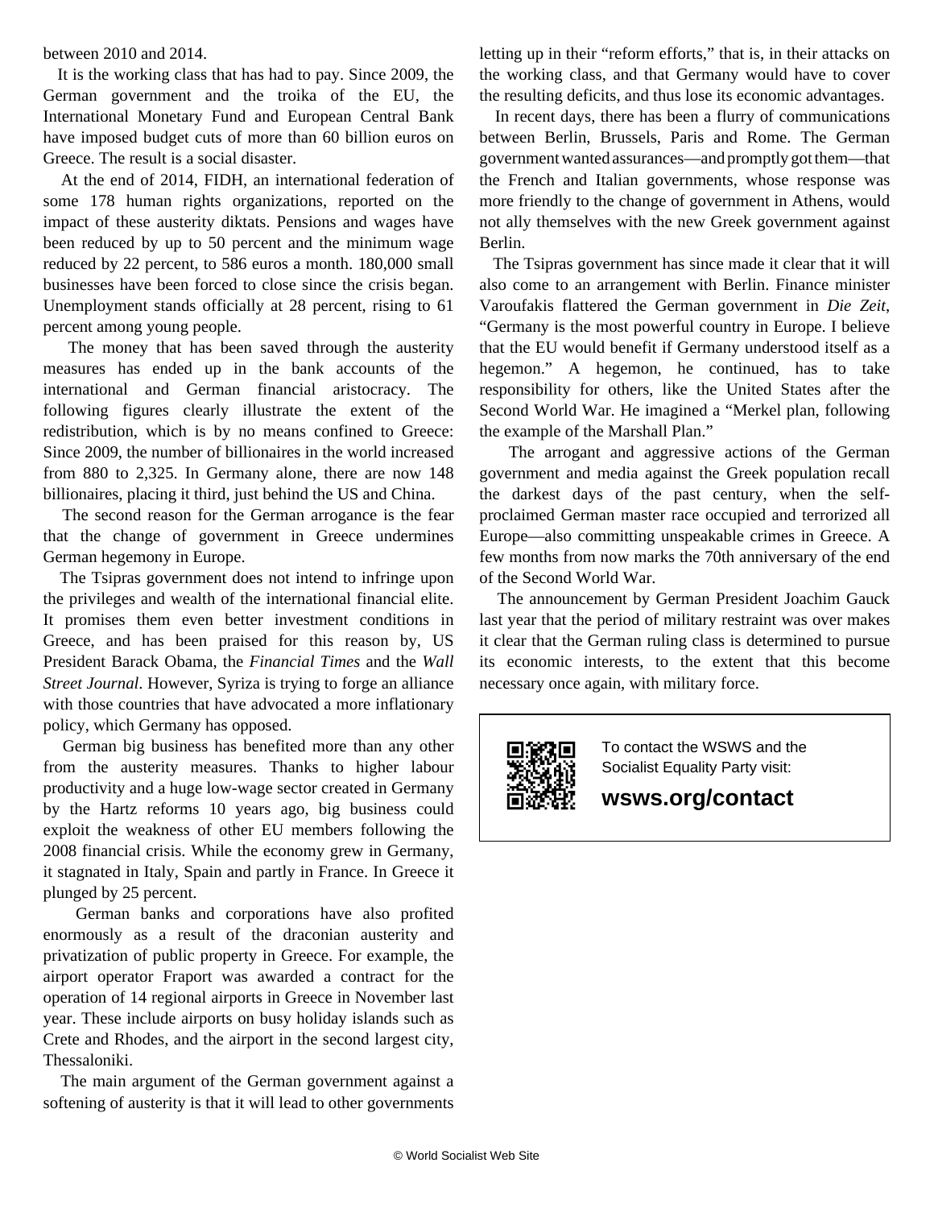between 2010 and 2014.

It is the working class that has had to pay. Since 2009, the German government and the troika of the EU, the International Monetary Fund and European Central Bank have imposed budget cuts of more than 60 billion euros on Greece. The result is a social disaster.

At the end of 2014, FIDH, an international federation of some 178 human rights organizations, reported on the impact of these austerity diktats. Pensions and wages have been reduced by up to 50 percent and the minimum wage reduced by 22 percent, to 586 euros a month. 180,000 small businesses have been forced to close since the crisis began. Unemployment stands officially at 28 percent, rising to 61 percent among young people.

The money that has been saved through the austerity measures has ended up in the bank accounts of the international and German financial aristocracy. The following figures clearly illustrate the extent of the redistribution, which is by no means confined to Greece: Since 2009, the number of billionaires in the world increased from 880 to 2,325. In Germany alone, there are now 148 billionaires, placing it third, just behind the US and China.

The second reason for the German arrogance is the fear that the change of government in Greece undermines German hegemony in Europe.

The Tsipras government does not intend to infringe upon the privileges and wealth of the international financial elite. It promises them even better investment conditions in Greece, and has been praised for this reason by, US President Barack Obama, the *Financial Times* and the *Wall Street Journal*. However, Syriza is trying to forge an alliance with those countries that have advocated a more inflationary policy, which Germany has opposed.

German big business has benefited more than any other from the austerity measures. Thanks to higher labour productivity and a huge low-wage sector created in Germany by the Hartz reforms 10 years ago, big business could exploit the weakness of other EU members following the 2008 financial crisis. While the economy grew in Germany, it stagnated in Italy, Spain and partly in France. In Greece it plunged by 25 percent.

German banks and corporations have also profited enormously as a result of the draconian austerity and privatization of public property in Greece. For example, the airport operator Fraport was awarded a contract for the operation of 14 regional airports in Greece in November last year. These include airports on busy holiday islands such as Crete and Rhodes, and the airport in the second largest city, Thessaloniki.

The main argument of the German government against a softening of austerity is that it will lead to other governments letting up in their "reform efforts," that is, in their attacks on the working class, and that Germany would have to cover the resulting deficits, and thus lose its economic advantages.

In recent days, there has been a flurry of communications between Berlin, Brussels, Paris and Rome. The German government wanted assurances—and promptly got them—that the French and Italian governments, whose response was more friendly to the change of government in Athens, would not ally themselves with the new Greek government against Berlin.

The Tsipras government has since made it clear that it will also come to an arrangement with Berlin. Finance minister Varoufakis flattered the German government in *Die Zeit*, "Germany is the most powerful country in Europe. I believe that the EU would benefit if Germany understood itself as a hegemon." A hegemon, he continued, has to take responsibility for others, like the United States after the Second World War. He imagined a "Merkel plan, following the example of the Marshall Plan."

The arrogant and aggressive actions of the German government and media against the Greek population recall the darkest days of the past century, when the self-proclaimed German master race occupied and terrorized all Europe—also committing unspeakable crimes in Greece. A few months from now marks the 70th anniversary of the end of the Second World War.

The announcement by German President Joachim Gauck last year that the period of military restraint was over makes it clear that the German ruling class is determined to pursue its economic interests, to the extent that this become necessary once again, with military force.

To contact the WSWS and the Socialist Equality Party visit:

**wsws.org/contact**